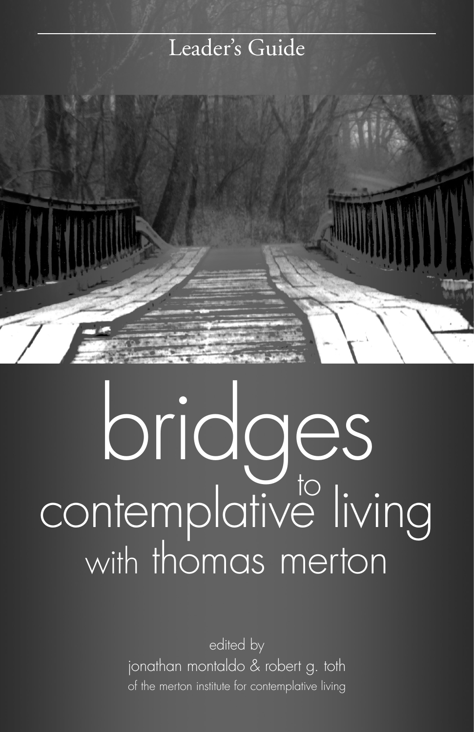Leader's Guide

# bridges to contemplative living with thomas merton

edited by

jonathan montaldo & robert g. toth

of the merton institute for contemplative living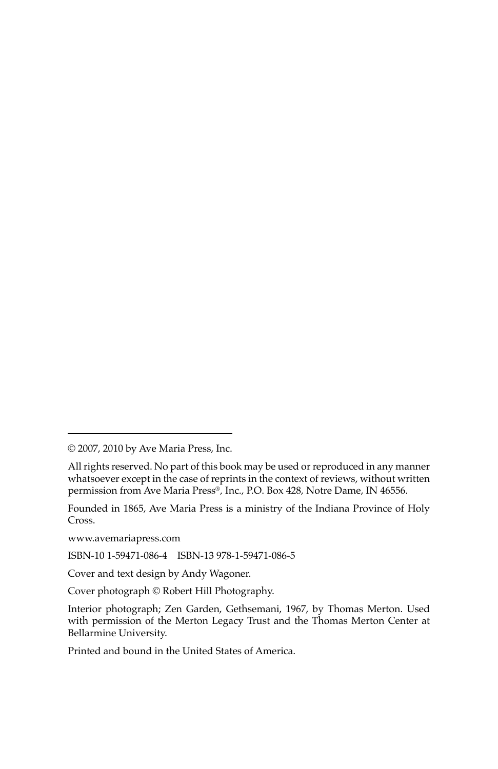---

© 2007, 2010 by Ave Maria Press, Inc.

All rights reserved. No part of this book may be used or reproduced in any manner whatsoever except in the case of reprints in the context of reviews, without written permission from Ave Maria Press®, Inc., P.O. Box 428, Notre Dame, IN 46556.

Founded in 1865, Ave Maria Press is a ministry of the Indiana Province of Holy Cross.

www.avemariapress.com

ISBN-10 1-59471-086-4 ISBN-13 978-1-59471-086-5

Cover and text design by Andy Wagoner.

Cover photograph © Robert Hill Photography.

Interior photograph; Zen Garden, Gethsemani, 1967, by Thomas Merton. Used with permission of the Merton Legacy Trust and the Thomas Merton Center at Bellarmine University.

Printed and bound in the United States of America.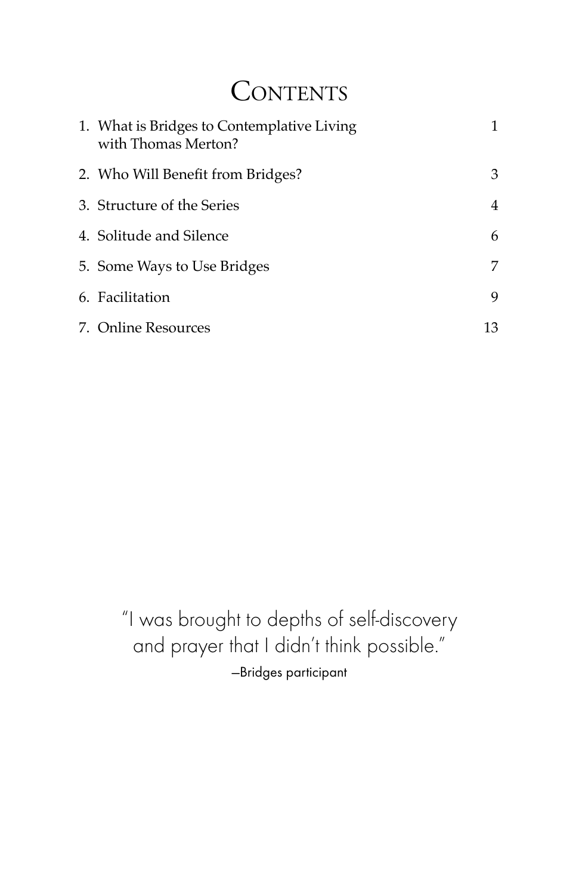# Contents

| | |
|---|---|
| 1. What is Bridges to Contemplative Living with Thomas Merton? | 1 |
| 2. Who Will Benefit from Bridges? | 3 |
| 3. Structure of the Series | 4 |
| 4. Solitude and Silence | 6 |
| 5. Some Ways to Use Bridges | 7 |
| 6. Facilitation | 9 |
| 7. Online Resources | 13 |

"I was brought to depths of self-discovery and prayer that I didn't think possible."

—Bridges participant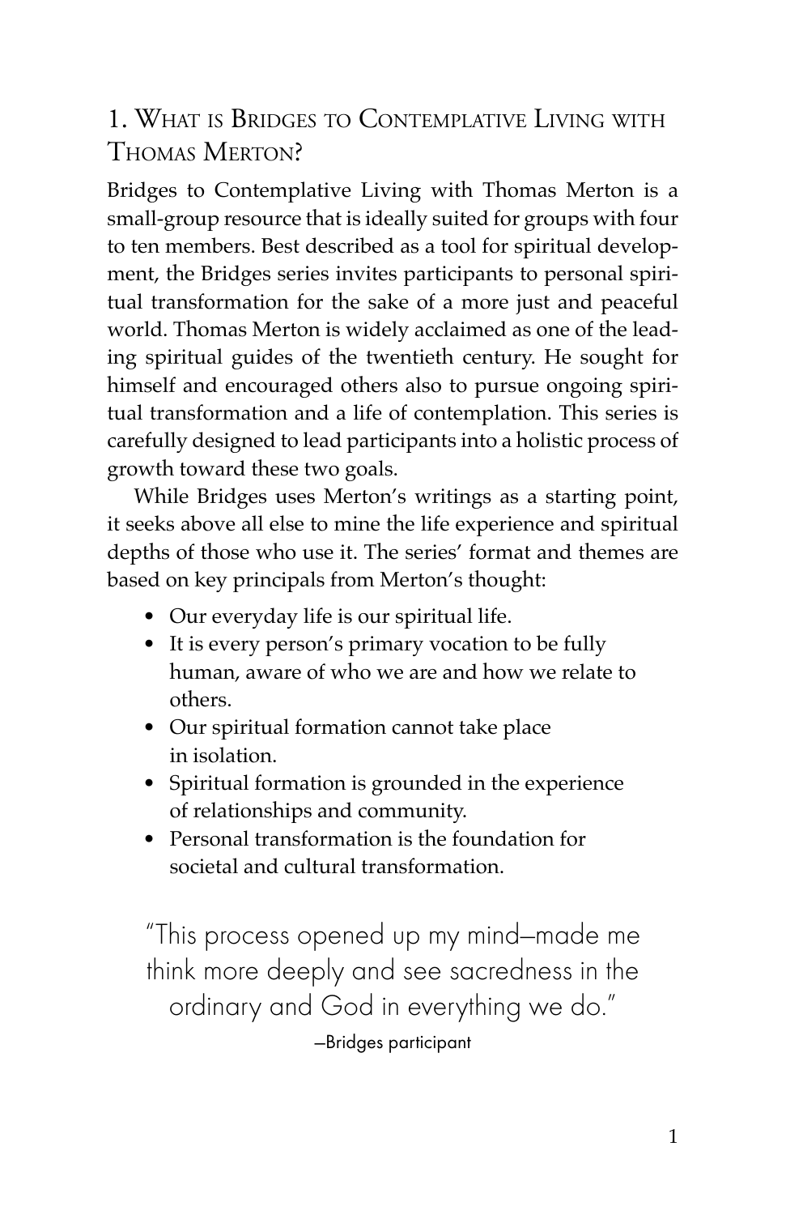## 1. What is Bridges to Contemplative Living with Thomas Merton?

Bridges to Contemplative Living with Thomas Merton is a small-group resource that is ideally suited for groups with four to ten members. Best described as a tool for spiritual development, the Bridges series invites participants to personal spiritual transformation for the sake of a more just and peaceful world. Thomas Merton is widely acclaimed as one of the leading spiritual guides of the twentieth century. He sought for himself and encouraged others also to pursue ongoing spiritual transformation and a life of contemplation. This series is carefully designed to lead participants into a holistic process of growth toward these two goals.

While Bridges uses Merton's writings as a starting point, it seeks above all else to mine the life experience and spiritual depths of those who use it. The series' format and themes are based on key principals from Merton's thought:

- Our everyday life is our spiritual life.
- It is every person's primary vocation to be fully human, aware of who we are and how we relate to others.
- Our spiritual formation cannot take place in isolation.
- Spiritual formation is grounded in the experience of relationships and community.
- Personal transformation is the foundation for societal and cultural transformation.

> "This process opened up my mind—made me think more deeply and see sacredness in the ordinary and God in everything we do."
>
> —Bridges participant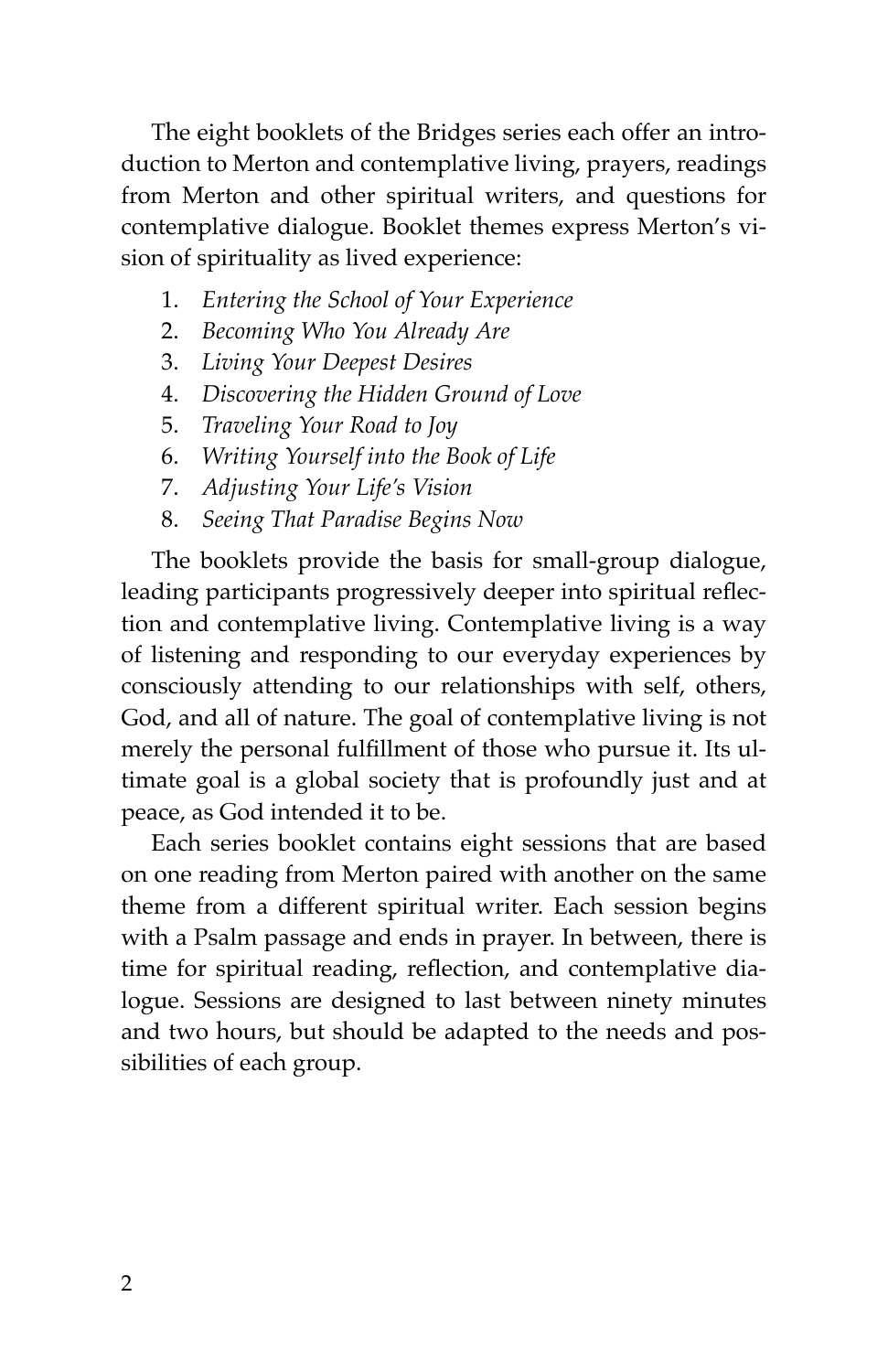The eight booklets of the Bridges series each offer an introduction to Merton and contemplative living, prayers, readings from Merton and other spiritual writers, and questions for contemplative dialogue. Booklet themes express Merton's vision of spirituality as lived experience:

1. *Entering the School of Your Experience*
2. *Becoming Who You Already Are*
3. *Living Your Deepest Desires*
4. *Discovering the Hidden Ground of Love*
5. *Traveling Your Road to Joy*
6. *Writing Yourself into the Book of Life*
7. *Adjusting Your Life's Vision*
8. *Seeing That Paradise Begins Now*

The booklets provide the basis for small-group dialogue, leading participants progressively deeper into spiritual reflection and contemplative living. Contemplative living is a way of listening and responding to our everyday experiences by consciously attending to our relationships with self, others, God, and all of nature. The goal of contemplative living is not merely the personal fulfillment of those who pursue it. Its ultimate goal is a global society that is profoundly just and at peace, as God intended it to be.

Each series booklet contains eight sessions that are based on one reading from Merton paired with another on the same theme from a different spiritual writer. Each session begins with a Psalm passage and ends in prayer. In between, there is time for spiritual reading, reflection, and contemplative dialogue. Sessions are designed to last between ninety minutes and two hours, but should be adapted to the needs and possibilities of each group.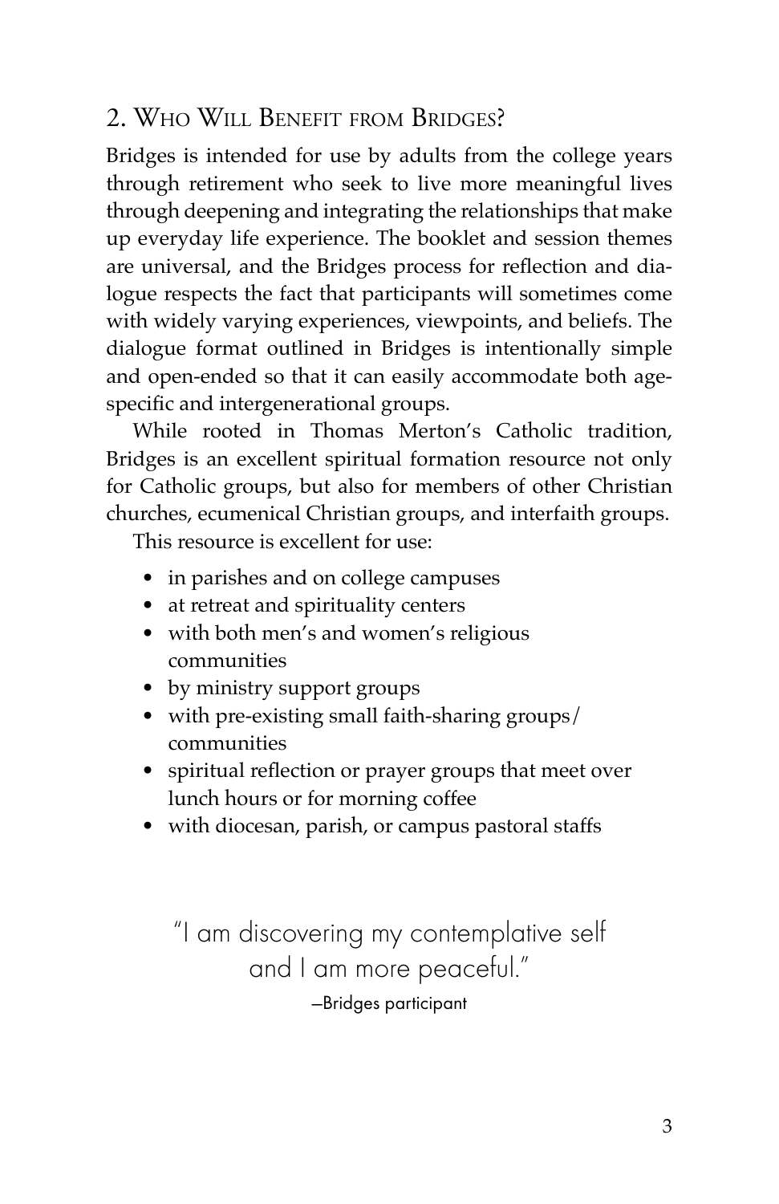## 2. Who Will Benefit from Bridges?

Bridges is intended for use by adults from the college years through retirement who seek to live more meaningful lives through deepening and integrating the relationships that make up everyday life experience. The booklet and session themes are universal, and the Bridges process for reflection and dialogue respects the fact that participants will sometimes come with widely varying experiences, viewpoints, and beliefs. The dialogue format outlined in Bridges is intentionally simple and open-ended so that it can easily accommodate both age-specific and intergenerational groups.

While rooted in Thomas Merton's Catholic tradition, Bridges is an excellent spiritual formation resource not only for Catholic groups, but also for members of other Christian churches, ecumenical Christian groups, and interfaith groups.

This resource is excellent for use:

- in parishes and on college campuses
- at retreat and spirituality centers
- with both men's and women's religious communities
- by ministry support groups
- with pre-existing small faith-sharing groups/ communities
- spiritual reflection or prayer groups that meet over lunch hours or for morning coffee
- with diocesan, parish, or campus pastoral staffs

> "I am discovering my contemplative self and I am more peaceful."
>
> —Bridges participant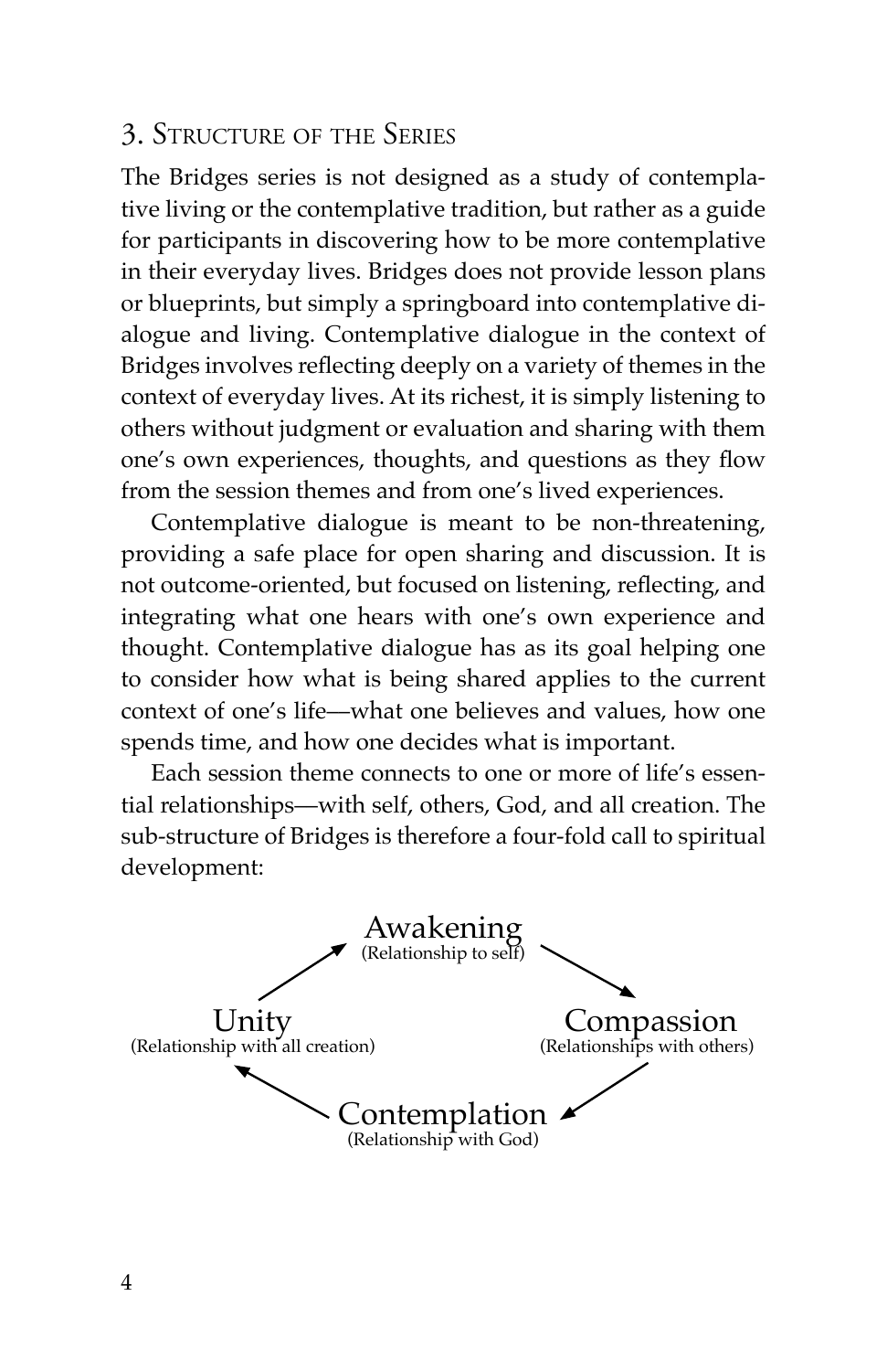## 3. Structure of the Series

The Bridges series is not designed as a study of contemplative living or the contemplative tradition, but rather as a guide for participants in discovering how to be more contemplative in their everyday lives. Bridges does not provide lesson plans or blueprints, but simply a springboard into contemplative dialogue and living. Contemplative dialogue in the context of Bridges involves reflecting deeply on a variety of themes in the context of everyday lives. At its richest, it is simply listening to others without judgment or evaluation and sharing with them one's own experiences, thoughts, and questions as they flow from the session themes and from one's lived experiences.

Contemplative dialogue is meant to be non-threatening, providing a safe place for open sharing and discussion. It is not outcome-oriented, but focused on listening, reflecting, and integrating what one hears with one's own experience and thought. Contemplative dialogue has as its goal helping one to consider how what is being shared applies to the current context of one's life—what one believes and values, how one spends time, and how one decides what is important.

Each session theme connects to one or more of life's essential relationships—with self, others, God, and all creation. The sub-structure of Bridges is therefore a four-fold call to spiritual development:

Awakening
(Relationship to self)

Compassion
(Relationships with others)

Contemplation
(Relationship with God)

Unity
(Relationship with all creation)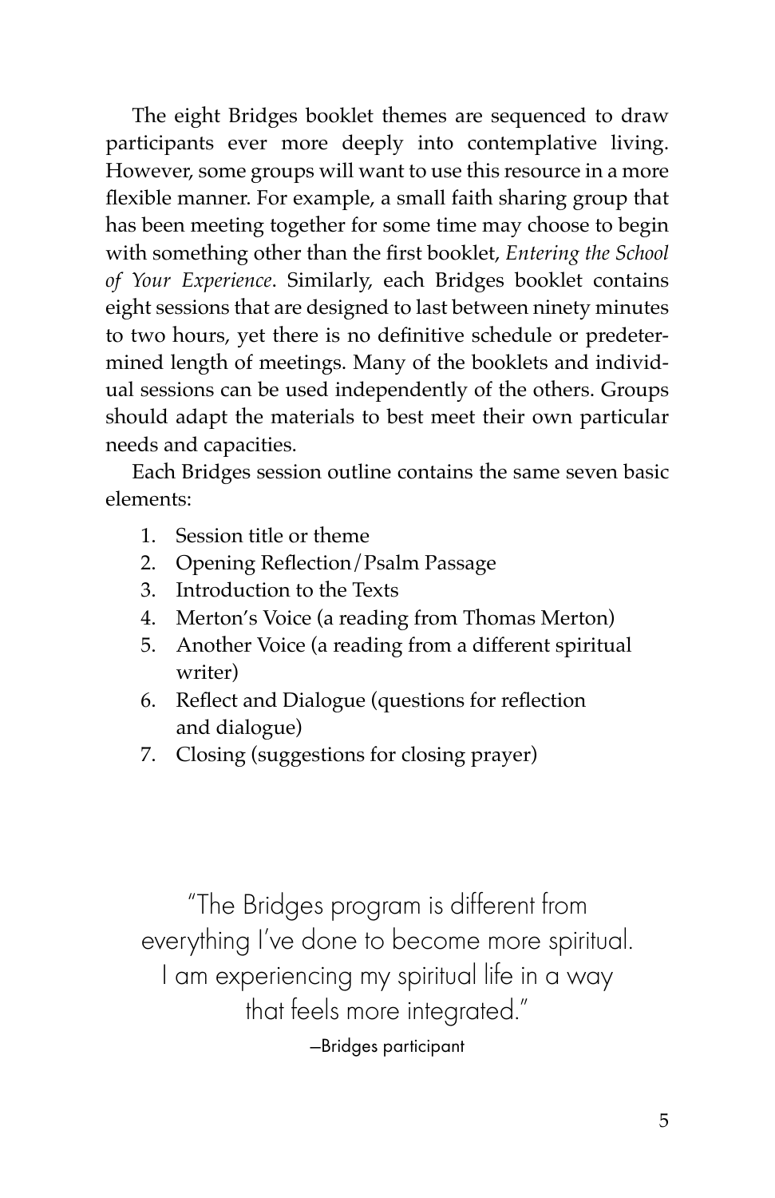The eight Bridges booklet themes are sequenced to draw participants ever more deeply into contemplative living. However, some groups will want to use this resource in a more flexible manner. For example, a small faith sharing group that has been meeting together for some time may choose to begin with something other than the first booklet, *Entering the School of Your Experience*. Similarly, each Bridges booklet contains eight sessions that are designed to last between ninety minutes to two hours, yet there is no definitive schedule or predetermined length of meetings. Many of the booklets and individual sessions can be used independently of the others. Groups should adapt the materials to best meet their own particular needs and capacities.

Each Bridges session outline contains the same seven basic elements:

1. Session title or theme
2. Opening Reflection/Psalm Passage
3. Introduction to the Texts
4. Merton's Voice (a reading from Thomas Merton)
5. Another Voice (a reading from a different spiritual writer)
6. Reflect and Dialogue (questions for reflection and dialogue)
7. Closing (suggestions for closing prayer)

"The Bridges program is different from everything I've done to become more spiritual. I am experiencing my spiritual life in a way that feels more integrated."

—Bridges participant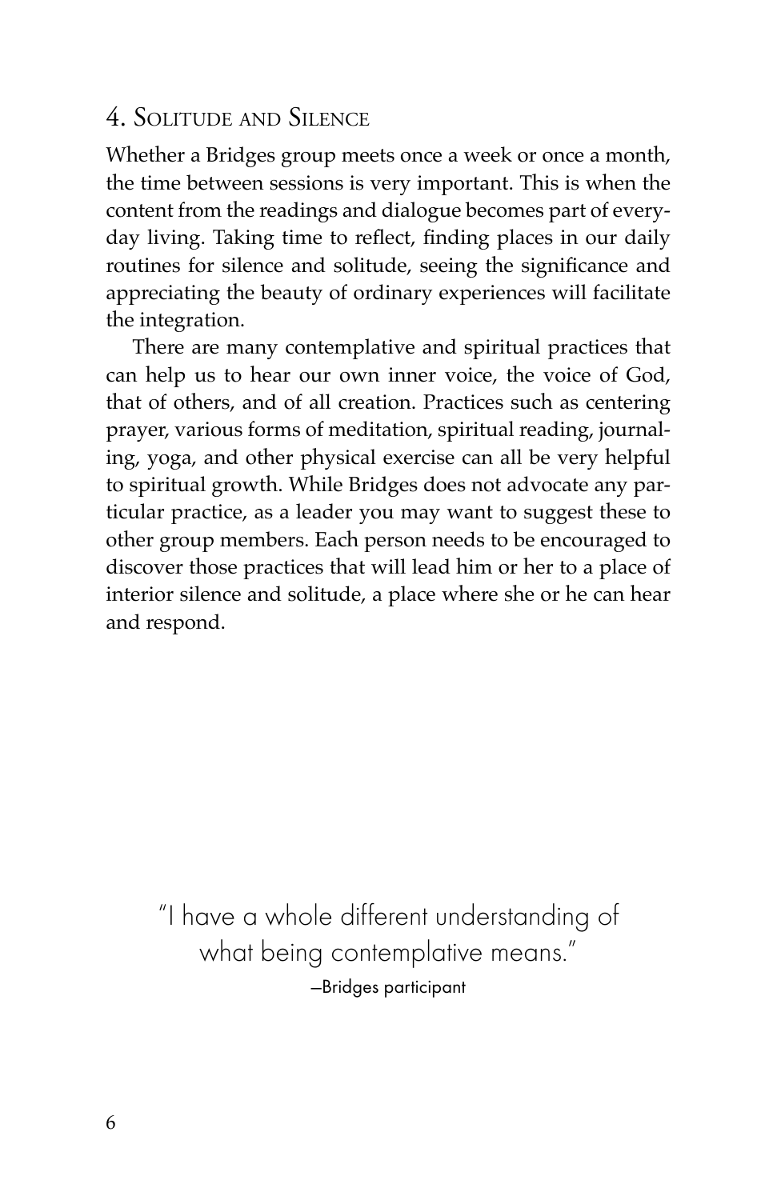## 4. Solitude and Silence

Whether a Bridges group meets once a week or once a month, the time between sessions is very important. This is when the content from the readings and dialogue becomes part of everyday living. Taking time to reflect, finding places in our daily routines for silence and solitude, seeing the significance and appreciating the beauty of ordinary experiences will facilitate the integration.

There are many contemplative and spiritual practices that can help us to hear our own inner voice, the voice of God, that of others, and of all creation. Practices such as centering prayer, various forms of meditation, spiritual reading, journaling, yoga, and other physical exercise can all be very helpful to spiritual growth. While Bridges does not advocate any particular practice, as a leader you may want to suggest these to other group members. Each person needs to be encouraged to discover those practices that will lead him or her to a place of interior silence and solitude, a place where she or he can hear and respond.

> "I have a whole different understanding of what being contemplative means."
>
> —Bridges participant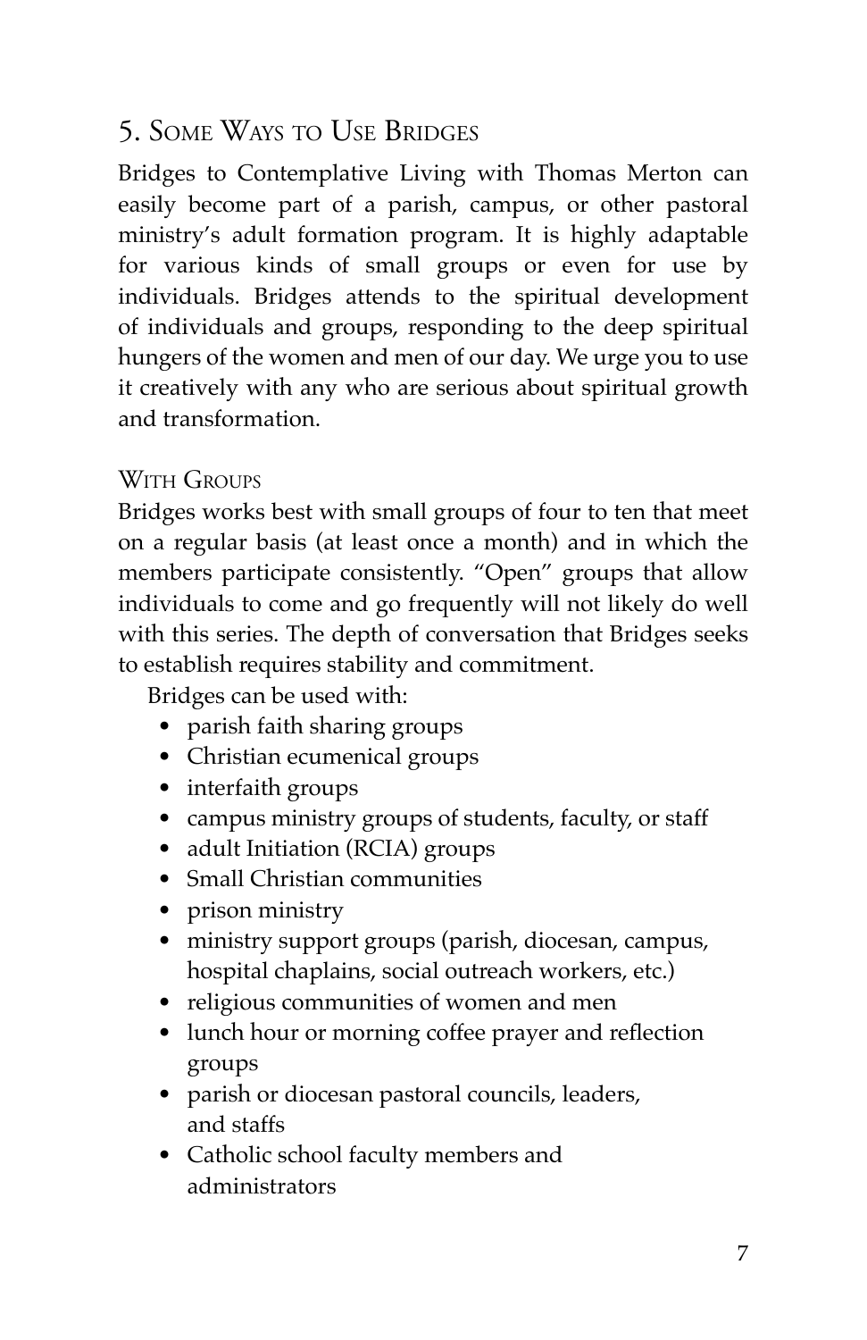## 5. Some Ways to Use Bridges

Bridges to Contemplative Living with Thomas Merton can easily become part of a parish, campus, or other pastoral ministry's adult formation program. It is highly adaptable for various kinds of small groups or even for use by individuals. Bridges attends to the spiritual development of individuals and groups, responding to the deep spiritual hungers of the women and men of our day. We urge you to use it creatively with any who are serious about spiritual growth and transformation.

### With Groups

Bridges works best with small groups of four to ten that meet on a regular basis (at least once a month) and in which the members participate consistently. "Open" groups that allow individuals to come and go frequently will not likely do well with this series. The depth of conversation that Bridges seeks to establish requires stability and commitment.

Bridges can be used with:

- parish faith sharing groups
- Christian ecumenical groups
- interfaith groups
- campus ministry groups of students, faculty, or staff
- adult Initiation (RCIA) groups
- Small Christian communities
- prison ministry
- ministry support groups (parish, diocesan, campus, hospital chaplains, social outreach workers, etc.)
- religious communities of women and men
- lunch hour or morning coffee prayer and reflection groups
- parish or diocesan pastoral councils, leaders, and staffs
- Catholic school faculty members and administrators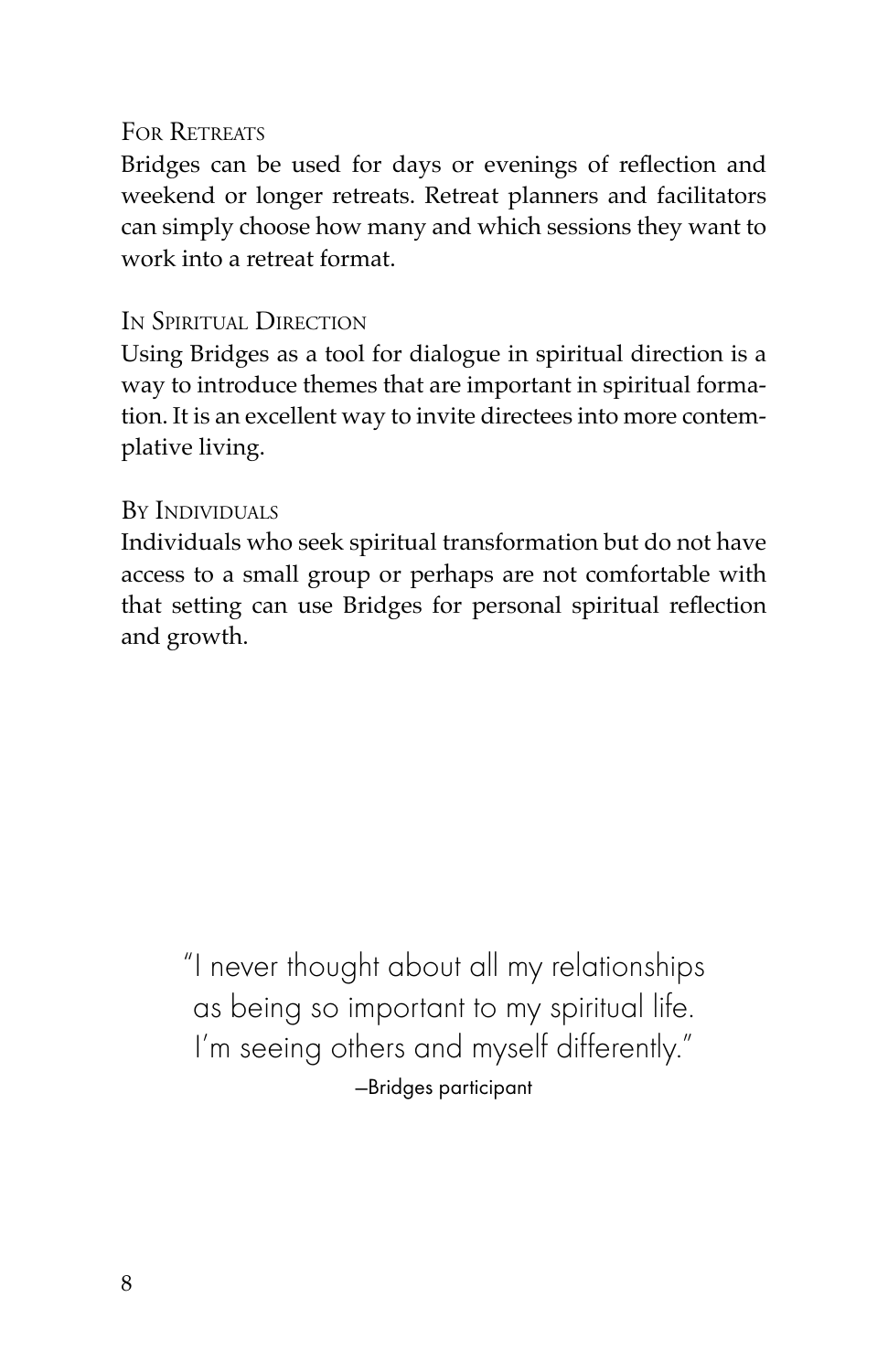### For Retreats

Bridges can be used for days or evenings of reflection and weekend or longer retreats. Retreat planners and facilitators can simply choose how many and which sessions they want to work into a retreat format.

### In Spiritual Direction

Using Bridges as a tool for dialogue in spiritual direction is a way to introduce themes that are important in spiritual formation. It is an excellent way to invite directees into more contemplative living.

### By Individuals

Individuals who seek spiritual transformation but do not have access to a small group or perhaps are not comfortable with that setting can use Bridges for personal spiritual reflection and growth.

> "I never thought about all my relationships as being so important to my spiritual life. I'm seeing others and myself differently."
>
> —Bridges participant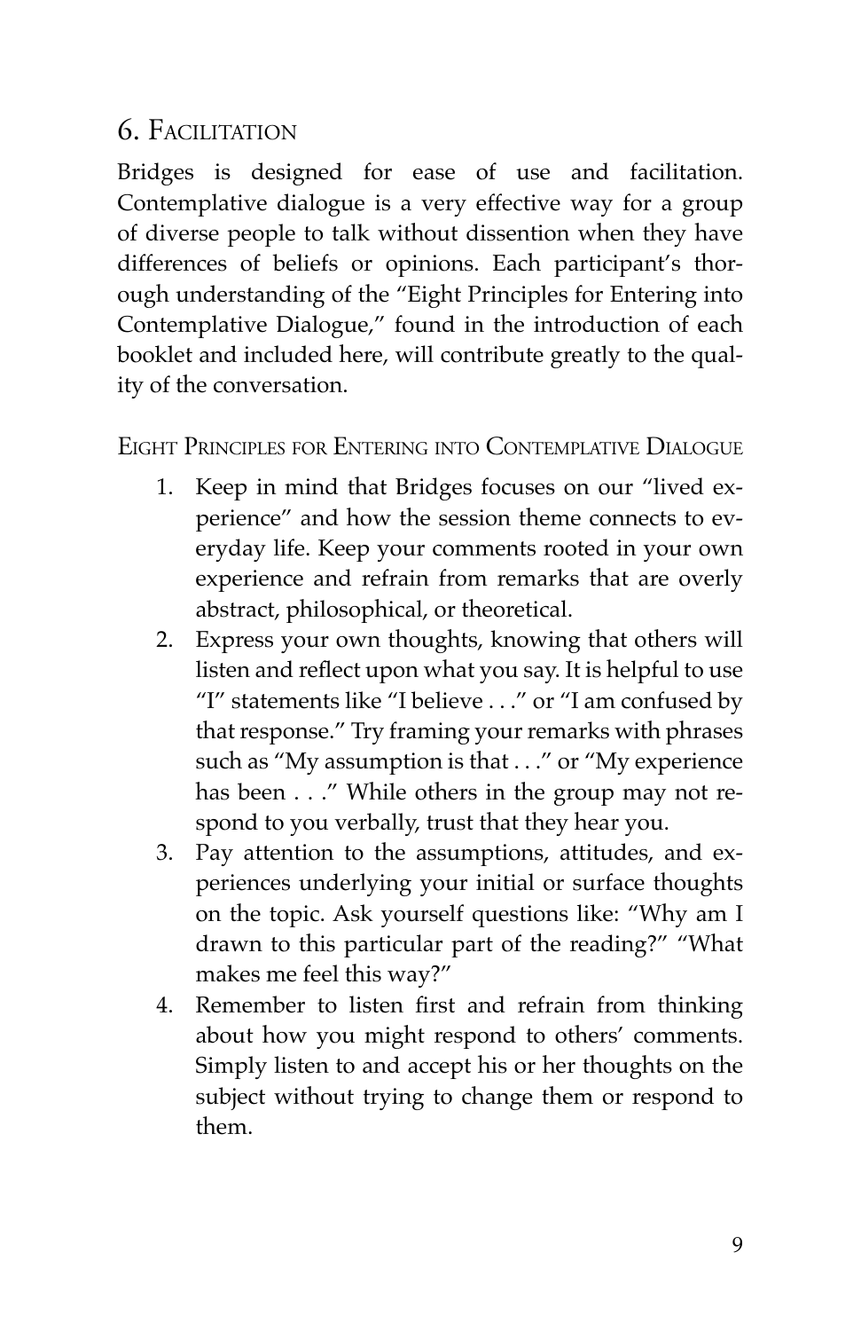## 6. Facilitation

Bridges is designed for ease of use and facilitation. Contemplative dialogue is a very effective way for a group of diverse people to talk without dissention when they have differences of beliefs or opinions. Each participant's thorough understanding of the "Eight Principles for Entering into Contemplative Dialogue," found in the introduction of each booklet and included here, will contribute greatly to the quality of the conversation.

### Eight Principles for Entering into Contemplative Dialogue

1. Keep in mind that Bridges focuses on our "lived experience" and how the session theme connects to everyday life. Keep your comments rooted in your own experience and refrain from remarks that are overly abstract, philosophical, or theoretical.
2. Express your own thoughts, knowing that others will listen and reflect upon what you say. It is helpful to use "I" statements like "I believe . . ." or "I am confused by that response." Try framing your remarks with phrases such as "My assumption is that . . ." or "My experience has been . . ." While others in the group may not respond to you verbally, trust that they hear you.
3. Pay attention to the assumptions, attitudes, and experiences underlying your initial or surface thoughts on the topic. Ask yourself questions like: "Why am I drawn to this particular part of the reading?" "What makes me feel this way?"
4. Remember to listen first and refrain from thinking about how you might respond to others' comments. Simply listen to and accept his or her thoughts on the subject without trying to change them or respond to them.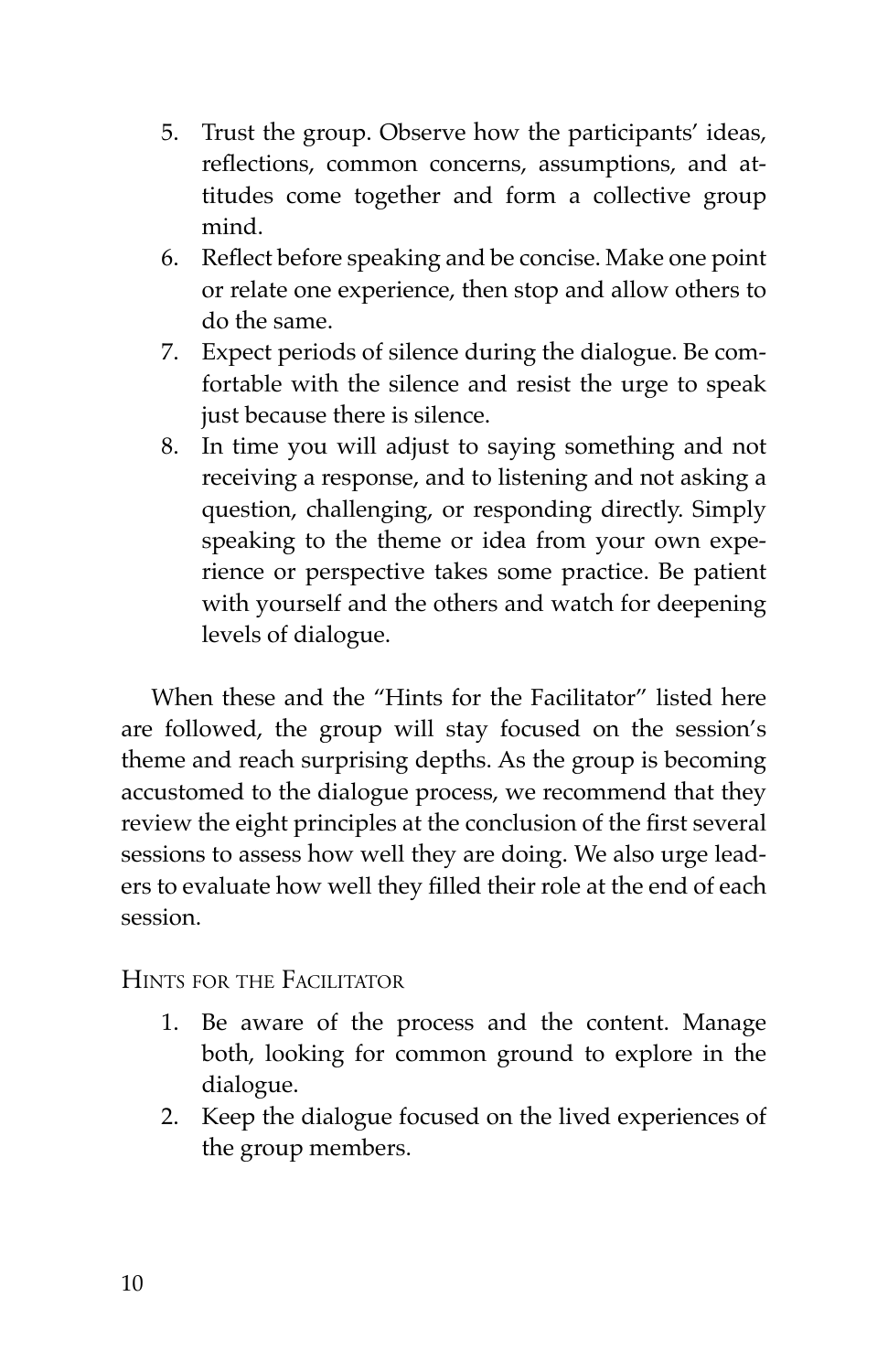5. Trust the group. Observe how the participants' ideas, reflections, common concerns, assumptions, and attitudes come together and form a collective group mind.
6. Reflect before speaking and be concise. Make one point or relate one experience, then stop and allow others to do the same.
7. Expect periods of silence during the dialogue. Be comfortable with the silence and resist the urge to speak just because there is silence.
8. In time you will adjust to saying something and not receiving a response, and to listening and not asking a question, challenging, or responding directly. Simply speaking to the theme or idea from your own experience or perspective takes some practice. Be patient with yourself and the others and watch for deepening levels of dialogue.

When these and the "Hints for the Facilitator" listed here are followed, the group will stay focused on the session's theme and reach surprising depths. As the group is becoming accustomed to the dialogue process, we recommend that they review the eight principles at the conclusion of the first several sessions to assess how well they are doing. We also urge leaders to evaluate how well they filled their role at the end of each session.

### Hints for the Facilitator

1. Be aware of the process and the content. Manage both, looking for common ground to explore in the dialogue.
2. Keep the dialogue focused on the lived experiences of the group members.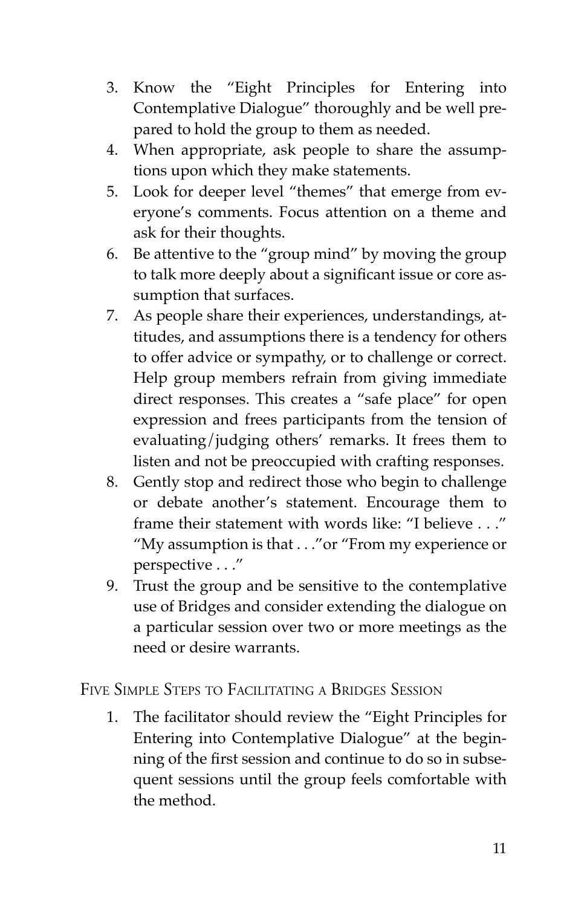3. Know the "Eight Principles for Entering into Contemplative Dialogue" thoroughly and be well prepared to hold the group to them as needed.
4. When appropriate, ask people to share the assumptions upon which they make statements.
5. Look for deeper level "themes" that emerge from everyone's comments. Focus attention on a theme and ask for their thoughts.
6. Be attentive to the "group mind" by moving the group to talk more deeply about a significant issue or core assumption that surfaces.
7. As people share their experiences, understandings, attitudes, and assumptions there is a tendency for others to offer advice or sympathy, or to challenge or correct. Help group members refrain from giving immediate direct responses. This creates a "safe place" for open expression and frees participants from the tension of evaluating/judging others' remarks. It frees them to listen and not be preoccupied with crafting responses.
8. Gently stop and redirect those who begin to challenge or debate another's statement. Encourage them to frame their statement with words like: "I believe . . ." "My assumption is that . . ."or "From my experience or perspective . . ."
9. Trust the group and be sensitive to the contemplative use of Bridges and consider extending the dialogue on a particular session over two or more meetings as the need or desire warrants.

## Five Simple Steps to Facilitating a Bridges Session

1. The facilitator should review the "Eight Principles for Entering into Contemplative Dialogue" at the beginning of the first session and continue to do so in subsequent sessions until the group feels comfortable with the method.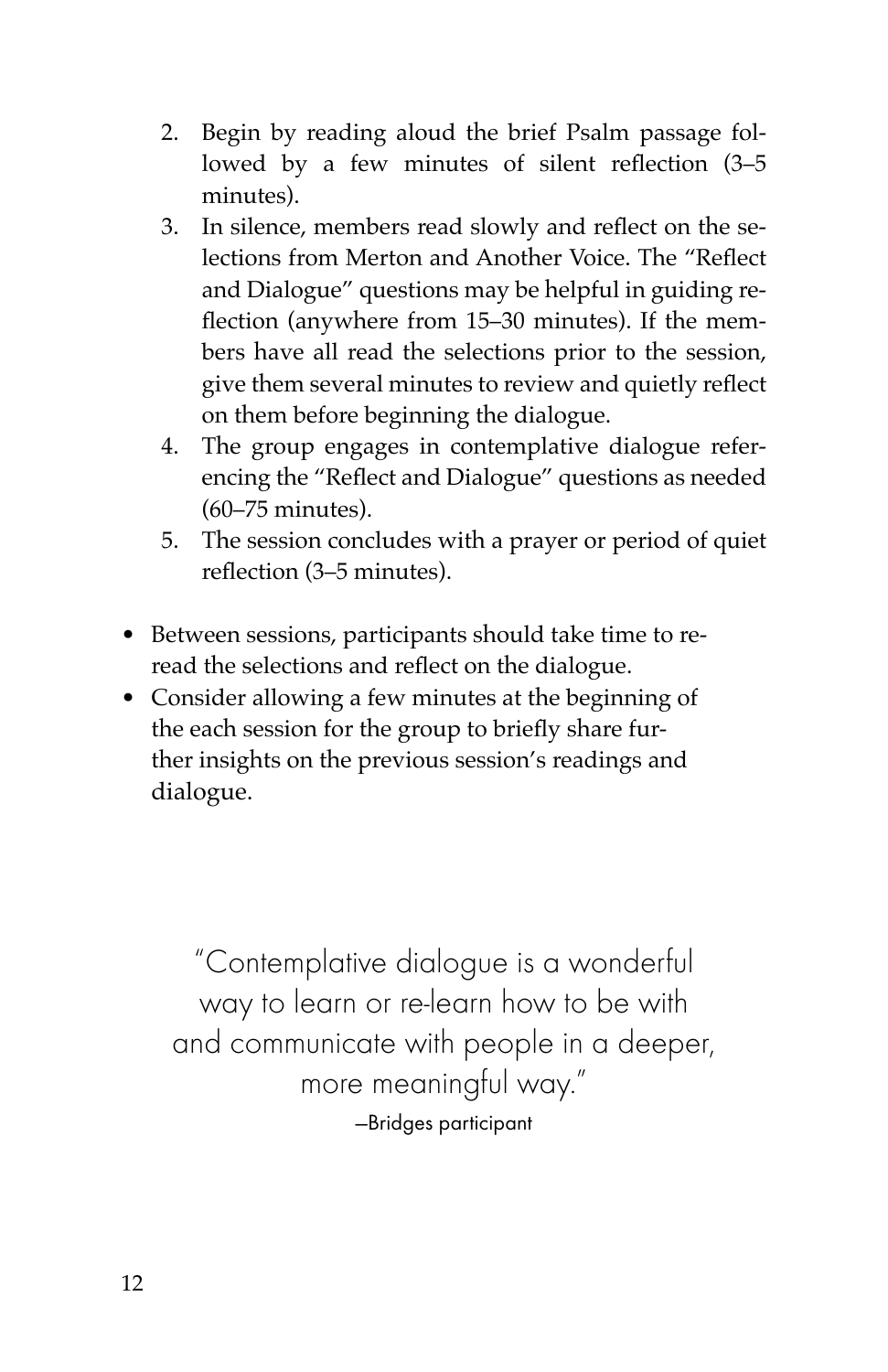2. Begin by reading aloud the brief Psalm passage followed by a few minutes of silent reflection (3–5 minutes).
3. In silence, members read slowly and reflect on the selections from Merton and Another Voice. The "Reflect and Dialogue" questions may be helpful in guiding reflection (anywhere from 15–30 minutes). If the members have all read the selections prior to the session, give them several minutes to review and quietly reflect on them before beginning the dialogue.
4. The group engages in contemplative dialogue referencing the "Reflect and Dialogue" questions as needed (60–75 minutes).
5. The session concludes with a prayer or period of quiet reflection (3–5 minutes).

- Between sessions, participants should take time to reread the selections and reflect on the dialogue.
- Consider allowing a few minutes at the beginning of the each session for the group to briefly share further insights on the previous session's readings and dialogue.

> "Contemplative dialogue is a wonderful way to learn or re-learn how to be with and communicate with people in a deeper, more meaningful way."
>
> —Bridges participant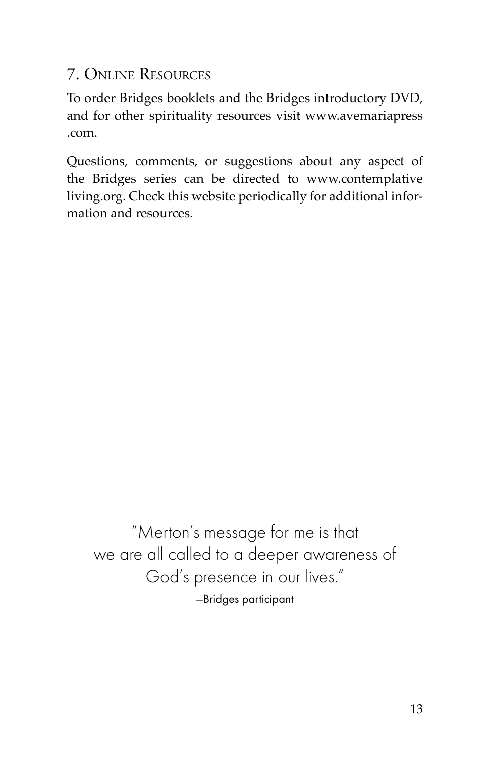## 7. Online Resources

To order Bridges booklets and the Bridges introductory DVD, and for other spirituality resources visit www.avemariapress.com.

Questions, comments, or suggestions about any aspect of the Bridges series can be directed to www.contemplativeliving.org. Check this website periodically for additional information and resources.

"Merton's message for me is that we are all called to a deeper awareness of God's presence in our lives."

—Bridges participant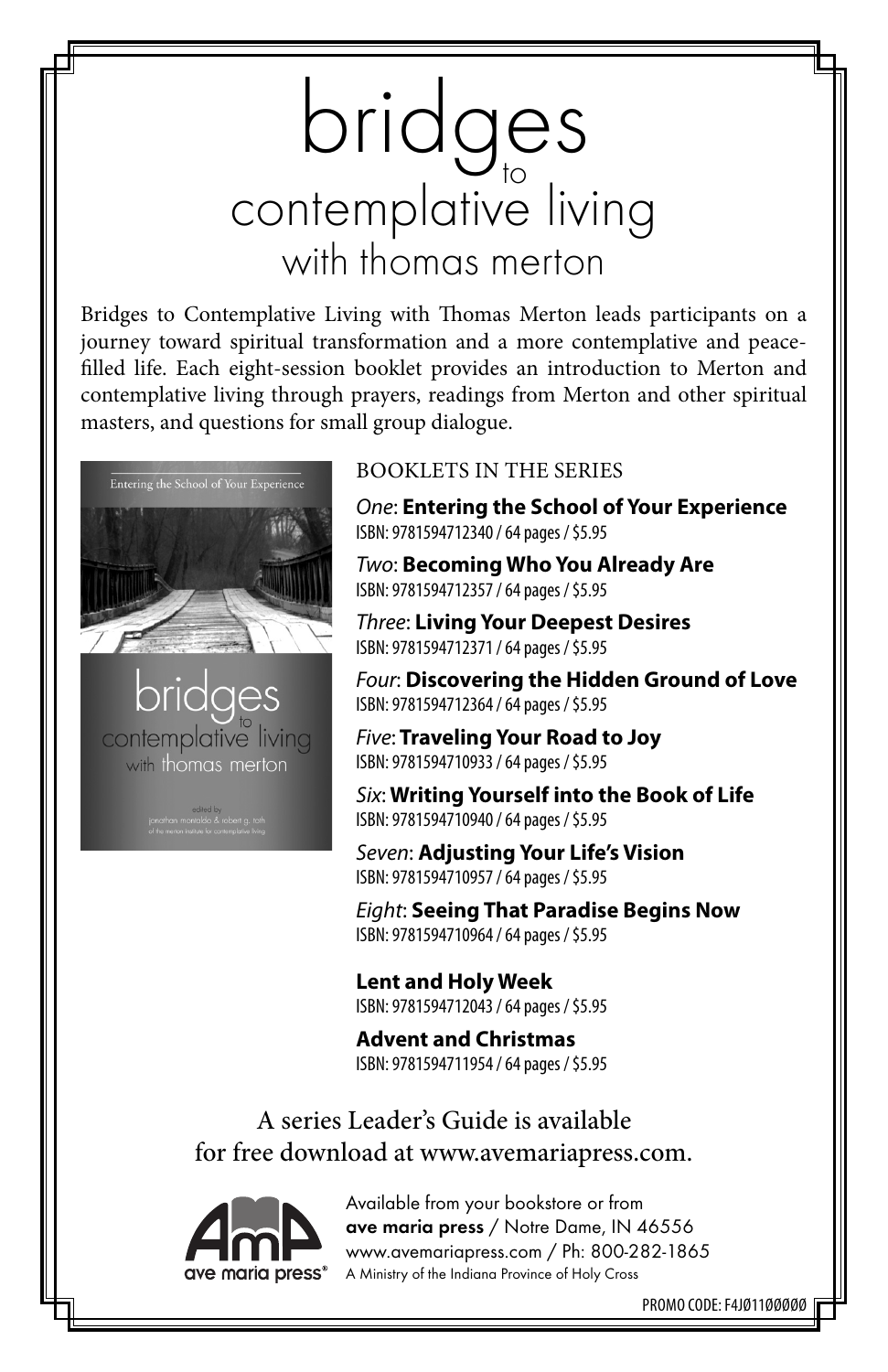# bridges to contemplative living with thomas merton

Bridges to Contemplative Living with Thomas Merton leads participants on a journey toward spiritual transformation and a more contemplative and peace-filled life. Each eight-session booklet provides an introduction to Merton and contemplative living through prayers, readings from Merton and other spiritual masters, and questions for small group dialogue.

Entering the School of Your Experience

bridges to contemplative living with thomas merton

edited by jonathan montaldo & robert g. toth of the merton institute for contemplative living

BOOKLETS IN THE SERIES

*One*: **Entering the School of Your Experience**
ISBN: 9781594712340 / 64 pages / $5.95

*Two*: **Becoming Who You Already Are**
ISBN: 9781594712357 / 64 pages / $5.95

*Three*: **Living Your Deepest Desires**
ISBN: 9781594712371 / 64 pages / $5.95

*Four*: **Discovering the Hidden Ground of Love**
ISBN: 9781594712364 / 64 pages / $5.95

*Five*: **Traveling Your Road to Joy**
ISBN: 9781594710933 / 64 pages / $5.95

*Six*: **Writing Yourself into the Book of Life**
ISBN: 9781594710940 / 64 pages / $5.95

*Seven*: **Adjusting Your Life's Vision**
ISBN: 9781594710957 / 64 pages / $5.95

*Eight*: **Seeing That Paradise Begins Now**
ISBN: 9781594710964 / 64 pages / $5.95

**Lent and Holy Week**
ISBN: 9781594712043 / 64 pages / $5.95

**Advent and Christmas**
ISBN: 9781594711954 / 64 pages / $5.95

A series Leader's Guide is available for free download at www.avemariapress.com.

ave maria press®

Available from your bookstore or from
**ave maria press** / Notre Dame, IN 46556
www.avemariapress.com / Ph: 800-282-1865
A Ministry of the Indiana Province of Holy Cross

PROMO CODE: F4JØ11ØØØØØ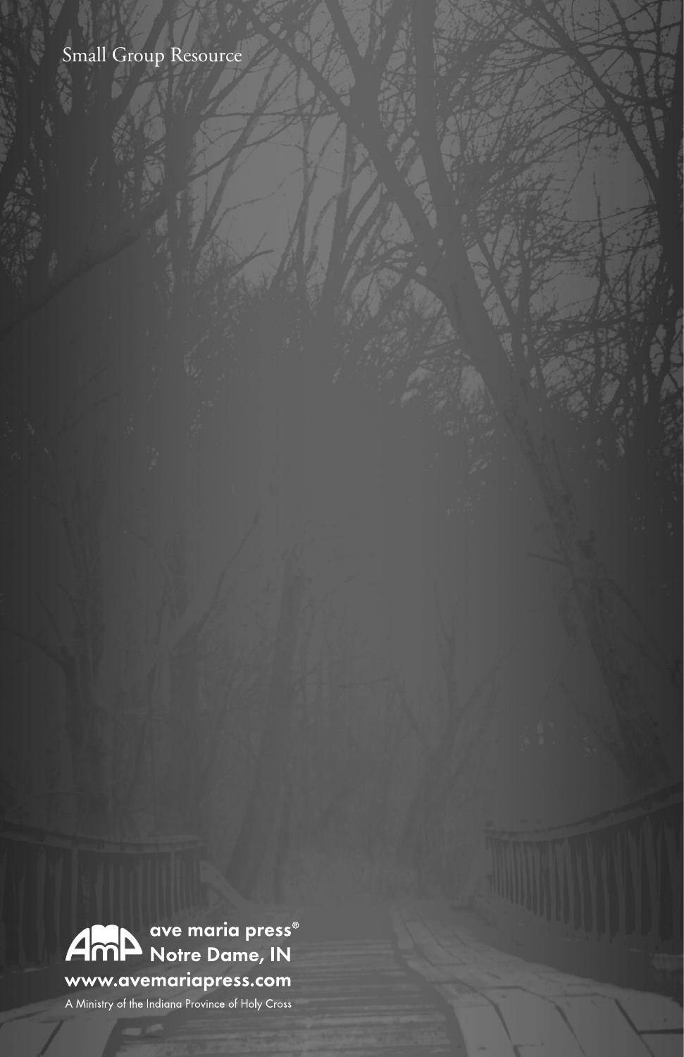Small Group Resource

ave maria press®
Notre Dame, IN

www.avemariapress.com

A Ministry of the Indiana Province of Holy Cross